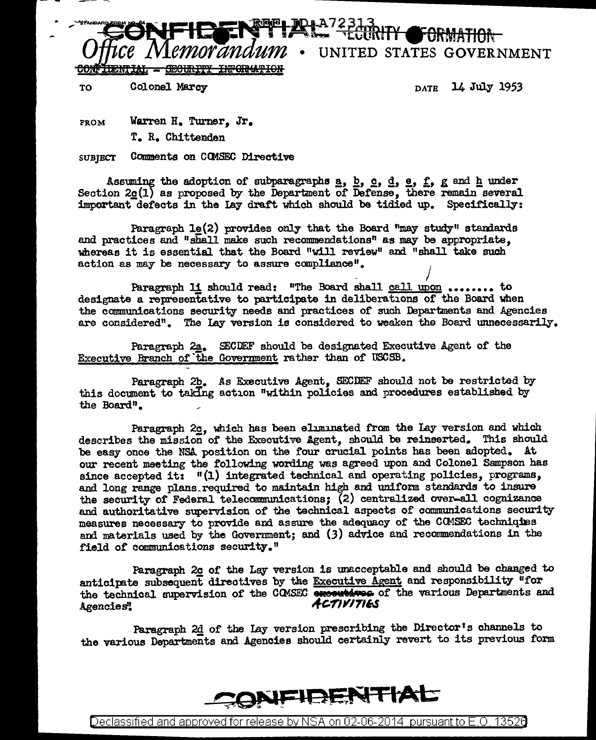CONFIDENTIAL REF ID:A72313 SECURITY INFORMATION

*Office Memorandum* • UNITED STATES GOVERNMENT

CONFIDENTIAL - SECURITY INFORMATION

TO Colonel Marcy DATE 14 July 1953

FROM Warren H. Turner, Jr.
T. R. Chittenden

SUBJECT Comments on COMSEC Directive

Assuming the adoption of subparagraphs a, b, c, d, e, f, g and h under Section 2c(1) as proposed by the Department of Defense, there remain several important defects in the Lay draft which should be tidied up. Specifically:

Paragraph 1e(2) provides only that the Board "may study" standards and practices and "shall make such recommendations" as may be appropriate, whereas it is essential that the Board "will review" and "shall take such action as may be necessary to assure compliance".

Paragraph 1i should read: "The Board shall call upon ........ to designate a representative to participate in deliberations of the Board when the communications security needs and practices of such Departments and Agencies are considered". The Lay version is considered to weaken the Board unnecessarily.

Paragraph 2a. SECDEF should be designated Executive Agent of the Executive Branch of the Government rather than of USCSB.

Paragraph 2b. As Executive Agent, SECDEF should not be restricted by this document to taking action "within policies and procedures established by the Board".

Paragraph 2c, which has been eliminated from the Lay version and which describes the mission of the Executive Agent, should be reinserted. This should be easy once the NSA position on the four crucial points has been adopted. At our recent meeting the following wording was agreed upon and Colonel Sampson has since accepted it: "(1) integrated technical and operating policies, programs, and long range plans required to maintain high and uniform standards to insure the security of Federal telecommunications; (2) centralized over-all cognizance and authoritative supervision of the technical aspects of communications security measures necessary to provide and assure the adequacy of the COMSEC techniques and materials used by the Government; and (3) advice and recommendations in the field of communications security."

Paragraph 2c of the Lay version is unacceptable and should be changed to anticipate subsequent directives by the Executive Agent and responsibility "for the technical supervision of the COMSEC ~~executives~~ ACTIVITIES of the various Departments and Agencies".

Paragraph 2d of the Lay version prescribing the Director's channels to the various Departments and Agencies should certainly revert to its previous form

CONFIDENTIAL

Declassified and approved for release by NSA on 02-06-2014 pursuant to E.O. 13526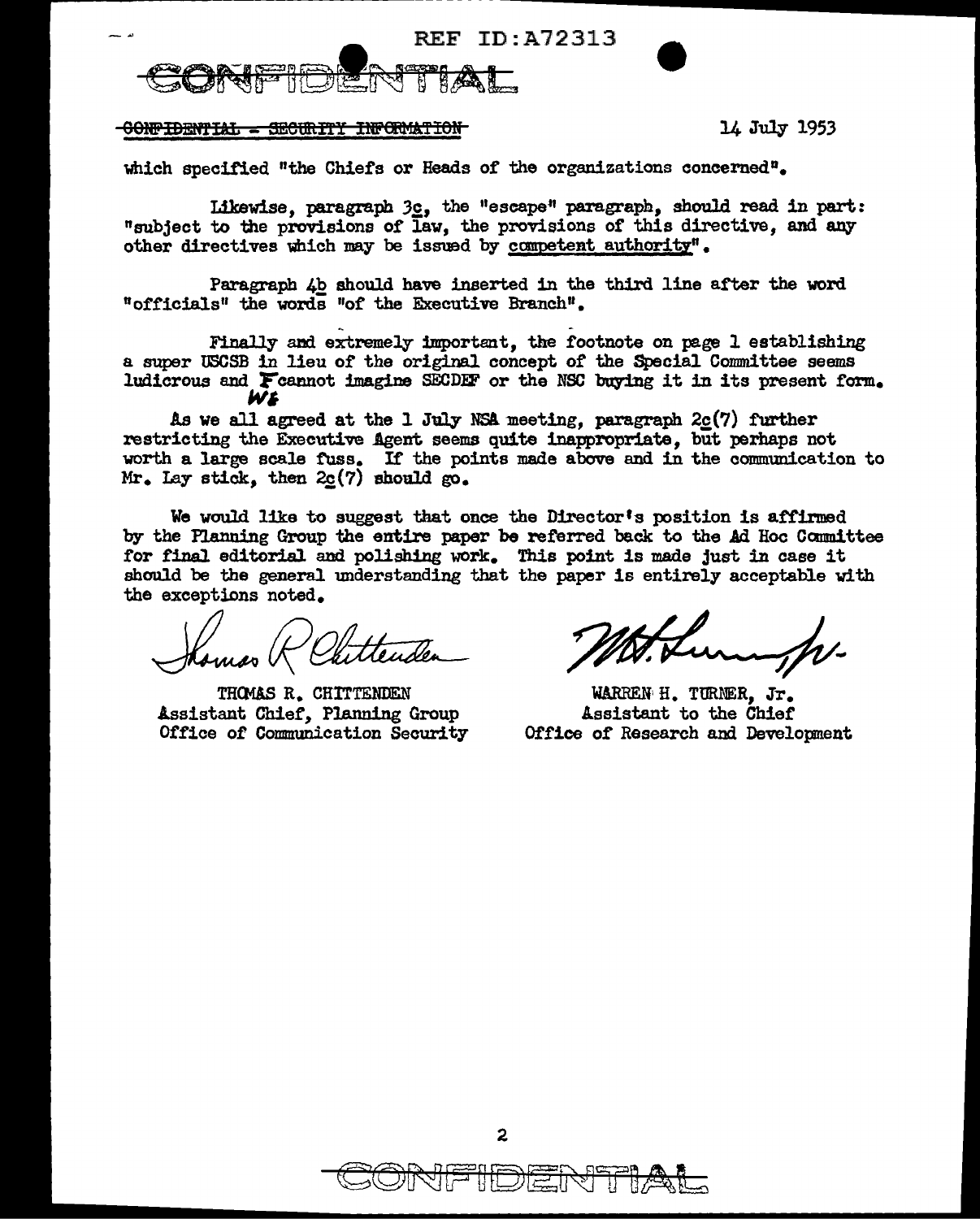REF ID:A72313

CONFIDENTIAL

~~CONFIDENTIAL - SECURITY INFORMATION~~

14 July 1953

which specified "the Chiefs or Heads of the organizations concerned".

Likewise, paragraph 3c, the "escape" paragraph, should read in part: "subject to the provisions of law, the provisions of this directive, and any other directives which may be issued by competent authority".

Paragraph 4b should have inserted in the third line after the word "officials" the words "of the Executive Branch".

Finally and extremely important, the footnote on page 1 establishing a super USCSB in lieu of the original concept of the Special Committee seems ludicrous and We cannot imagine SECDEF or the NSC buying it in its present form.

As we all agreed at the 1 July NSA meeting, paragraph 2c(7) further restricting the Executive Agent seems quite inappropriate, but perhaps not worth a large scale fuss. If the points made above and in the communication to Mr. Lay stick, then 2c(7) should go.

We would like to suggest that once the Director's position is affirmed by the Planning Group the entire paper be referred back to the Ad Hoc Committee for final editorial and polishing work. This point is made just in case it should be the general understanding that the paper is entirely acceptable with the exceptions noted.

THOMAS R. CHITTENDEN
Assistant Chief, Planning Group
Office of Communication Security

WARREN H. TURNER, Jr.
Assistant to the Chief
Office of Research and Development

CONFIDENTIAL